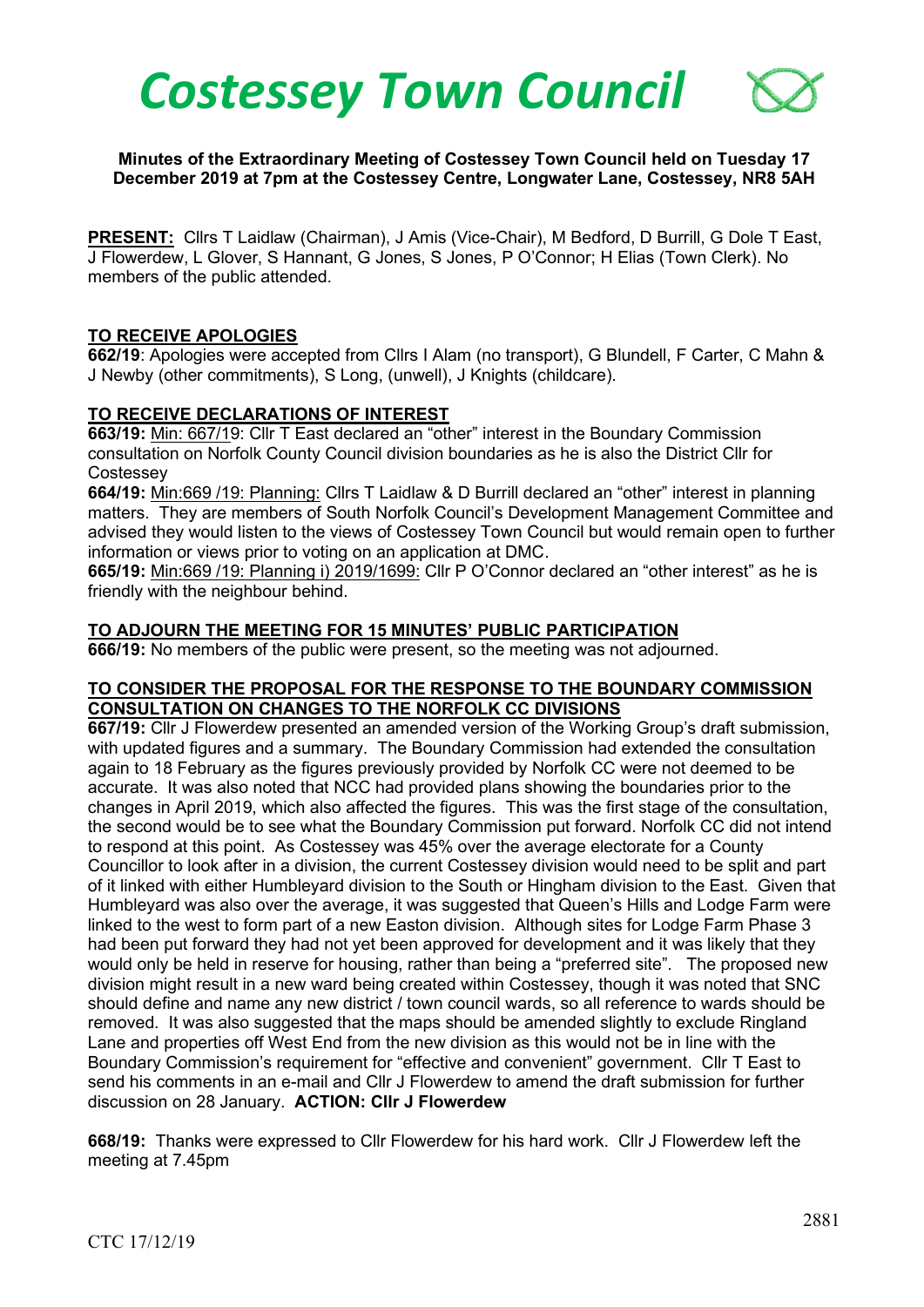# Costessey Town Council

**Minutes of the Extraordinary Meeting of Costessey Town Council held on Tuesday 17 December 2019 at 7pm at the Costessey Centre, Longwater Lane, Costessey, NR8 5AH**

**PRESENT:** Cllrs T Laidlaw (Chairman), J Amis (Vice-Chair), M Bedford, D Burrill, G Dole T East, J Flowerdew, L Glover, S Hannant, G Jones, S Jones, P O'Connor; H Elias (Town Clerk). No members of the public attended.

**TO RECEIVE APOLOGIES**

**662/19**: Apologies were accepted from Cllrs I Alam (no transport), G Blundell, F Carter, C Mahn & J Newby (other commitments), S Long, (unwell), J Knights (childcare).

**TO RECEIVE DECLARATIONS OF INTEREST**

**663/19:** Min: 667/19: Cllr T East declared an "other" interest in the Boundary Commission consultation on Norfolk County Council division boundaries as he is also the District Cllr for Costessey

**664/19:** Min:669 /19: Planning: Cllrs T Laidlaw & D Burrill declared an "other" interest in planning matters. They are members of South Norfolk Council's Development Management Committee and advised they would listen to the views of Costessey Town Council but would remain open to further information or views prior to voting on an application at DMC.

**665/19:** Min:669 /19: Planning i) 2019/1699: Cllr P O'Connor declared an "other interest" as he is friendly with the neighbour behind.

**TO ADJOURN THE MEETING FOR 15 MINUTES' PUBLIC PARTICIPATION**

**666/19:** No members of the public were present, so the meeting was not adjourned.

**TO CONSIDER THE PROPOSAL FOR THE RESPONSE TO THE BOUNDARY COMMISSION CONSULTATION ON CHANGES TO THE NORFOLK CC DIVISIONS**

**667/19:** Cllr J Flowerdew presented an amended version of the Working Group's draft submission, with updated figures and a summary. The Boundary Commission had extended the consultation again to 18 February as the figures previously provided by Norfolk CC were not deemed to be accurate. It was also noted that NCC had provided plans showing the boundaries prior to the changes in April 2019, which also affected the figures. This was the first stage of the consultation, the second would be to see what the Boundary Commission put forward. Norfolk CC did not intend to respond at this point. As Costessey was 45% over the average electorate for a County Councillor to look after in a division, the current Costessey division would need to be split and part of it linked with either Humbleyard division to the South or Hingham division to the East. Given that Humbleyard was also over the average, it was suggested that Queen's Hills and Lodge Farm were linked to the west to form part of a new Easton division. Although sites for Lodge Farm Phase 3 had been put forward they had not yet been approved for development and it was likely that they would only be held in reserve for housing, rather than being a "preferred site". The proposed new division might result in a new ward being created within Costessey, though it was noted that SNC should define and name any new district / town council wards, so all reference to wards should be removed. It was also suggested that the maps should be amended slightly to exclude Ringland Lane and properties off West End from the new division as this would not be in line with the Boundary Commission's requirement for "effective and convenient" government. Cllr T East to send his comments in an e-mail and Cllr J Flowerdew to amend the draft submission for further discussion on 28 January. **ACTION: Cllr J Flowerdew**

**668/19:** Thanks were expressed to Cllr Flowerdew for his hard work. Cllr J Flowerdew left the meeting at 7.45pm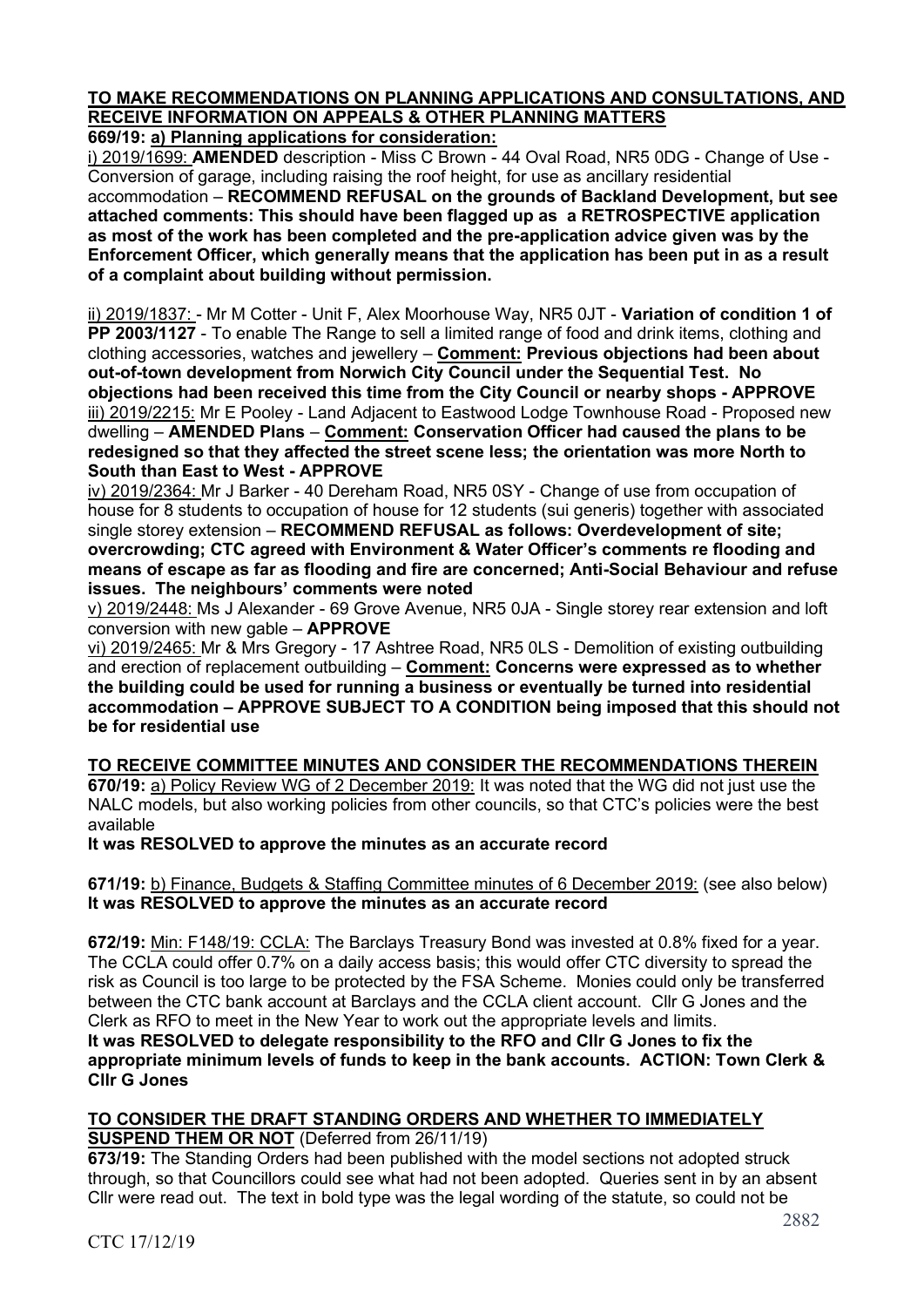**<u>TO MAKE RECOMMENDATIONS ON PLANNING APPLICATIONS AND CONSULTATIONS, AND RECEIVE INFORMATION ON APPEALS & OTHER PLANNING MATTERS</u>**

**669/19: <u>a) Planning applications for consideration:</u>**

<u>i) 2019/1699:</u> **AMENDED** description - Miss C Brown - 44 Oval Road, NR5 0DG - Change of Use - Conversion of garage, including raising the roof height, for use as ancillary residential accommodation – **RECOMMEND REFUSAL on the grounds of Backland Development, but see attached comments: This should have been flagged up as a RETROSPECTIVE application as most of the work has been completed and the pre-application advice given was by the Enforcement Officer, which generally means that the application has been put in as a result of a complaint about building without permission.**

<u>ii) 2019/1837:</u> - Mr M Cotter - Unit F, Alex Moorhouse Way, NR5 0JT - **Variation of condition 1 of PP 2003/1127** - To enable The Range to sell a limited range of food and drink items, clothing and clothing accessories, watches and jewellery – **<u>Comment:</u> Previous objections had been about out-of-town development from Norwich City Council under the Sequential Test. No objections had been received this time from the City Council or nearby shops - APPROVE**

<u>iii) 2019/2215:</u> Mr E Pooley - Land Adjacent to Eastwood Lodge Townhouse Road - Proposed new dwelling – **AMENDED Plans** – **<u>Comment:</u> Conservation Officer had caused the plans to be redesigned so that they affected the street scene less; the orientation was more North to South than East to West - APPROVE**

<u>iv) 2019/2364:</u> Mr J Barker - 40 Dereham Road, NR5 0SY - Change of use from occupation of house for 8 students to occupation of house for 12 students (sui generis) together with associated single storey extension – **RECOMMEND REFUSAL as follows: Overdevelopment of site; overcrowding; CTC agreed with Environment & Water Officer's comments re flooding and means of escape as far as flooding and fire are concerned; Anti-Social Behaviour and refuse issues. The neighbours' comments were noted**

<u>v) 2019/2448:</u> Ms J Alexander - 69 Grove Avenue, NR5 0JA - Single storey rear extension and loft conversion with new gable – **APPROVE**

<u>vi) 2019/2465:</u> Mr & Mrs Gregory - 17 Ashtree Road, NR5 0LS - Demolition of existing outbuilding and erection of replacement outbuilding – **<u>Comment:</u> Concerns were expressed as to whether the building could be used for running a business or eventually be turned into residential accommodation – APPROVE SUBJECT TO A CONDITION being imposed that this should not be for residential use**

**<u>TO RECEIVE COMMITTEE MINUTES AND CONSIDER THE RECOMMENDATIONS THEREIN</u>**

**670/19:** <u>a) Policy Review WG of 2 December 2019:</u> It was noted that the WG did not just use the NALC models, but also working policies from other councils, so that CTC's policies were the best available

**It was RESOLVED to approve the minutes as an accurate record**

**671/19:** <u>b) Finance, Budgets & Staffing Committee minutes of 6 December 2019:</u> (see also below)
**It was RESOLVED to approve the minutes as an accurate record**

**672/19:** <u>Min: F148/19: CCLA:</u> The Barclays Treasury Bond was invested at 0.8% fixed for a year. The CCLA could offer 0.7% on a daily access basis; this would offer CTC diversity to spread the risk as Council is too large to be protected by the FSA Scheme. Monies could only be transferred between the CTC bank account at Barclays and the CCLA client account. Cllr G Jones and the Clerk as RFO to meet in the New Year to work out the appropriate levels and limits.

**It was RESOLVED to delegate responsibility to the RFO and Cllr G Jones to fix the appropriate minimum levels of funds to keep in the bank accounts. ACTION: Town Clerk & Cllr G Jones**

**<u>TO CONSIDER THE DRAFT STANDING ORDERS AND WHETHER TO IMMEDIATELY SUSPEND THEM OR NOT</u>** (Deferred from 26/11/19)

**673/19:** The Standing Orders had been published with the model sections not adopted struck through, so that Councillors could see what had not been adopted. Queries sent in by an absent Cllr were read out. The text in bold type was the legal wording of the statute, so could not be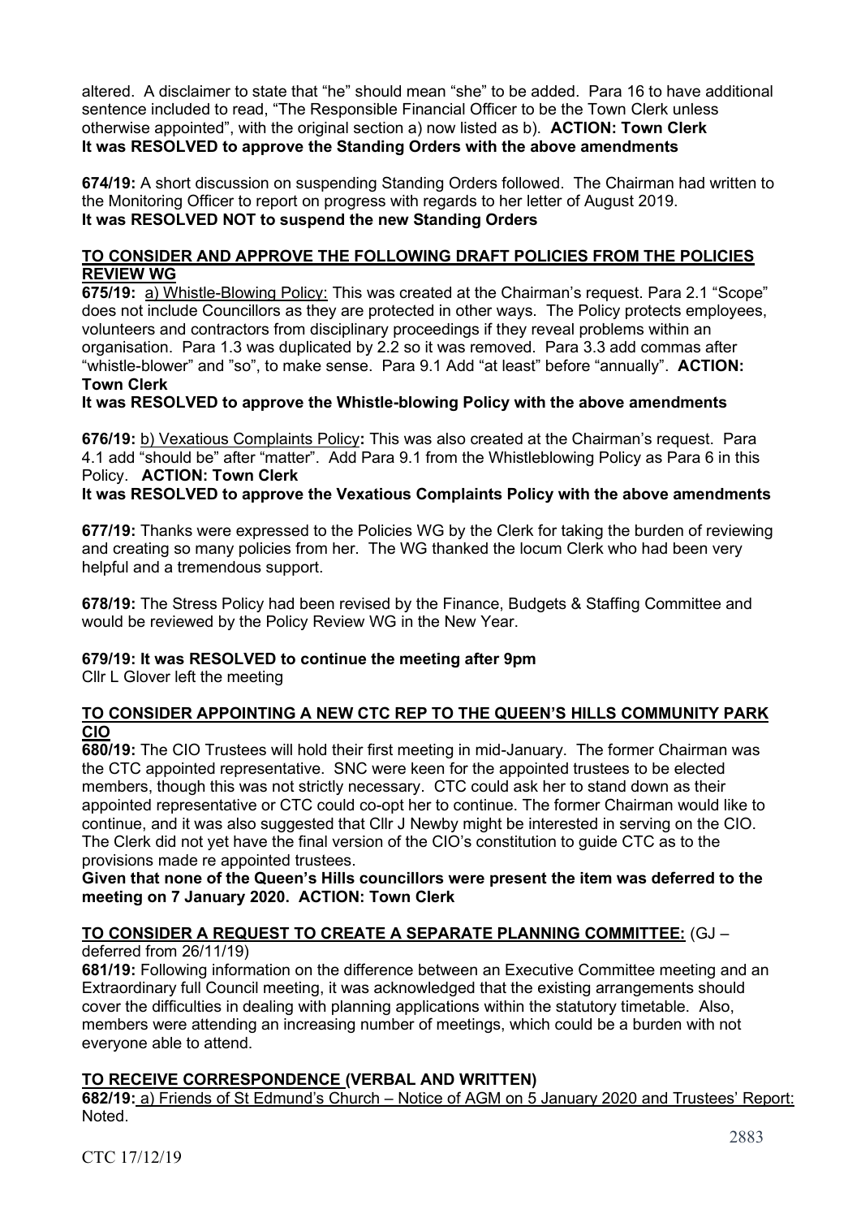altered. A disclaimer to state that "he" should mean "she" to be added. Para 16 to have additional sentence included to read, "The Responsible Financial Officer to be the Town Clerk unless otherwise appointed", with the original section a) now listed as b). **ACTION: Town Clerk**
**It was RESOLVED to approve the Standing Orders with the above amendments**

**674/19:** A short discussion on suspending Standing Orders followed. The Chairman had written to the Monitoring Officer to report on progress with regards to her letter of August 2019.
**It was RESOLVED NOT to suspend the new Standing Orders**

**TO CONSIDER AND APPROVE THE FOLLOWING DRAFT POLICIES FROM THE POLICIES REVIEW WG**

**675/19:** a) Whistle-Blowing Policy: This was created at the Chairman's request. Para 2.1 "Scope" does not include Councillors as they are protected in other ways. The Policy protects employees, volunteers and contractors from disciplinary proceedings if they reveal problems within an organisation. Para 1.3 was duplicated by 2.2 so it was removed. Para 3.3 add commas after "whistle-blower" and "so", to make sense. Para 9.1 Add "at least" before "annually". **ACTION: Town Clerk**
**It was RESOLVED to approve the Whistle-blowing Policy with the above amendments**

**676/19:** b) Vexatious Complaints Policy**:** This was also created at the Chairman's request. Para 4.1 add "should be" after "matter". Add Para 9.1 from the Whistleblowing Policy as Para 6 in this Policy. **ACTION: Town Clerk**
**It was RESOLVED to approve the Vexatious Complaints Policy with the above amendments**

**677/19:** Thanks were expressed to the Policies WG by the Clerk for taking the burden of reviewing and creating so many policies from her. The WG thanked the locum Clerk who had been very helpful and a tremendous support.

**678/19:** The Stress Policy had been revised by the Finance, Budgets & Staffing Committee and would be reviewed by the Policy Review WG in the New Year.

**679/19: It was RESOLVED to continue the meeting after 9pm**
Cllr L Glover left the meeting

**TO CONSIDER APPOINTING A NEW CTC REP TO THE QUEEN'S HILLS COMMUNITY PARK CIO**

**680/19:** The CIO Trustees will hold their first meeting in mid-January. The former Chairman was the CTC appointed representative. SNC were keen for the appointed trustees to be elected members, though this was not strictly necessary. CTC could ask her to stand down as their appointed representative or CTC could co-opt her to continue. The former Chairman would like to continue, and it was also suggested that Cllr J Newby might be interested in serving on the CIO. The Clerk did not yet have the final version of the CIO's constitution to guide CTC as to the provisions made re appointed trustees.
**Given that none of the Queen's Hills councillors were present the item was deferred to the meeting on 7 January 2020. ACTION: Town Clerk**

**TO CONSIDER A REQUEST TO CREATE A SEPARATE PLANNING COMMITTEE:** (GJ – deferred from 26/11/19)

**681/19:** Following information on the difference between an Executive Committee meeting and an Extraordinary full Council meeting, it was acknowledged that the existing arrangements should cover the difficulties in dealing with planning applications within the statutory timetable. Also, members were attending an increasing number of meetings, which could be a burden with not everyone able to attend.

**TO RECEIVE CORRESPONDENCE (VERBAL AND WRITTEN)**

**682/19:** a) Friends of St Edmund's Church – Notice of AGM on 5 January 2020 and Trustees' Report: Noted.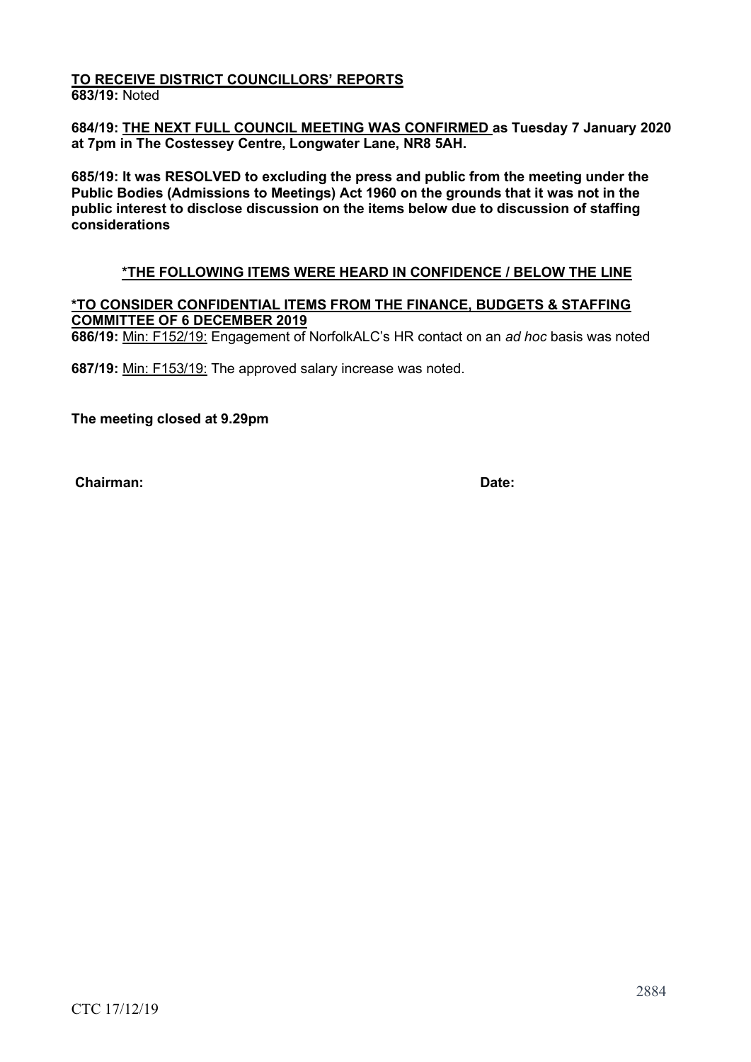**TO RECEIVE DISTRICT COUNCILLORS' REPORTS**
**683/19:** Noted

**684/19: THE NEXT FULL COUNCIL MEETING WAS CONFIRMED as Tuesday 7 January 2020 at 7pm in The Costessey Centre, Longwater Lane, NR8 5AH.**

**685/19: It was RESOLVED to excluding the press and public from the meeting under the Public Bodies (Admissions to Meetings) Act 1960 on the grounds that it was not in the public interest to disclose discussion on the items below due to discussion of staffing considerations**

**\*THE FOLLOWING ITEMS WERE HEARD IN CONFIDENCE / BELOW THE LINE**

**\*TO CONSIDER CONFIDENTIAL ITEMS FROM THE FINANCE, BUDGETS & STAFFING COMMITTEE OF 6 DECEMBER 2019**
**686/19:** Min: F152/19: Engagement of NorfolkALC's HR contact on an *ad hoc* basis was noted

**687/19:** Min: F153/19: The approved salary increase was noted.

**The meeting closed at 9.29pm**

**Chairman:** **Date:**

CTC 17/12/19